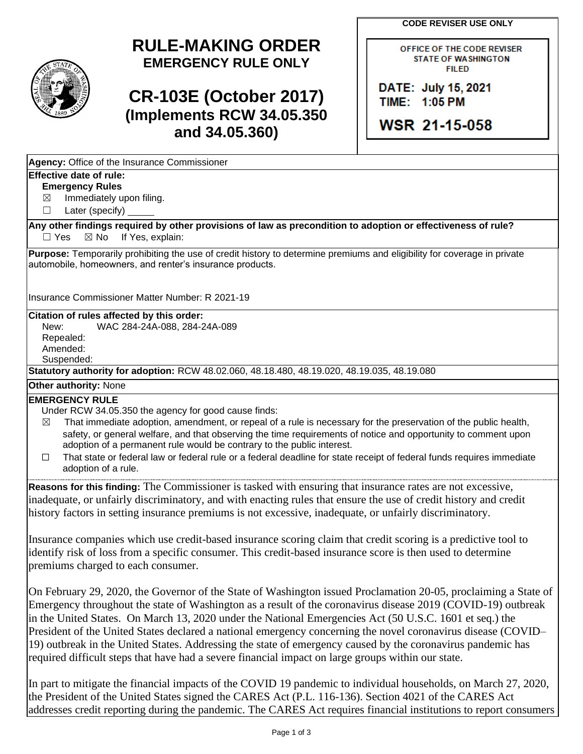# RULE-MAKING ORDER
**EMERGENCY RULE ONLY**

# CR-103E (October 2017)
**(Implements RCW 34.05.350 and 34.05.360)**

**CODE REVISER USE ONLY**

OFFICE OF THE CODE REVISER
STATE OF WASHINGTON
FILED

DATE: July 15, 2021
TIME: 1:05 PM

WSR 21-15-058

**Agency:** Office of the Insurance Commissioner

**Effective date of rule:**
**Emergency Rules**
☒ Immediately upon filing.
☐ Later (specify) _____

**Any other findings required by other provisions of law as precondition to adoption or effectiveness of rule?**
☐ Yes ☒ No If Yes, explain:

**Purpose:** Temporarily prohibiting the use of credit history to determine premiums and eligibility for coverage in private automobile, homeowners, and renter's insurance products.

Insurance Commissioner Matter Number: R 2021-19

**Citation of rules affected by this order:**
New: WAC 284-24A-088, 284-24A-089
Repealed:
Amended:
Suspended:

**Statutory authority for adoption:** RCW 48.02.060, 48.18.480, 48.19.020, 48.19.035, 48.19.080

**Other authority:** None

**EMERGENCY RULE**
Under RCW 34.05.350 the agency for good cause finds:
☒ That immediate adoption, amendment, or repeal of a rule is necessary for the preservation of the public health, safety, or general welfare, and that observing the time requirements of notice and opportunity to comment upon adoption of a permanent rule would be contrary to the public interest.
☐ That state or federal law or federal rule or a federal deadline for state receipt of federal funds requires immediate adoption of a rule.

**Reasons for this finding:** The Commissioner is tasked with ensuring that insurance rates are not excessive, inadequate, or unfairly discriminatory, and with enacting rules that ensure the use of credit history and credit history factors in setting insurance premiums is not excessive, inadequate, or unfairly discriminatory.

Insurance companies which use credit-based insurance scoring claim that credit scoring is a predictive tool to identify risk of loss from a specific consumer. This credit-based insurance score is then used to determine premiums charged to each consumer.

On February 29, 2020, the Governor of the State of Washington issued Proclamation 20-05, proclaiming a State of Emergency throughout the state of Washington as a result of the coronavirus disease 2019 (COVID-19) outbreak in the United States. On March 13, 2020 under the National Emergencies Act (50 U.S.C. 1601 et seq.) the President of the United States declared a national emergency concerning the novel coronavirus disease (COVID–19) outbreak in the United States. Addressing the state of emergency caused by the coronavirus pandemic has required difficult steps that have had a severe financial impact on large groups within our state.

In part to mitigate the financial impacts of the COVID 19 pandemic to individual households, on March 27, 2020, the President of the United States signed the CARES Act (P.L. 116-136). Section 4021 of the CARES Act addresses credit reporting during the pandemic. The CARES Act requires financial institutions to report consumers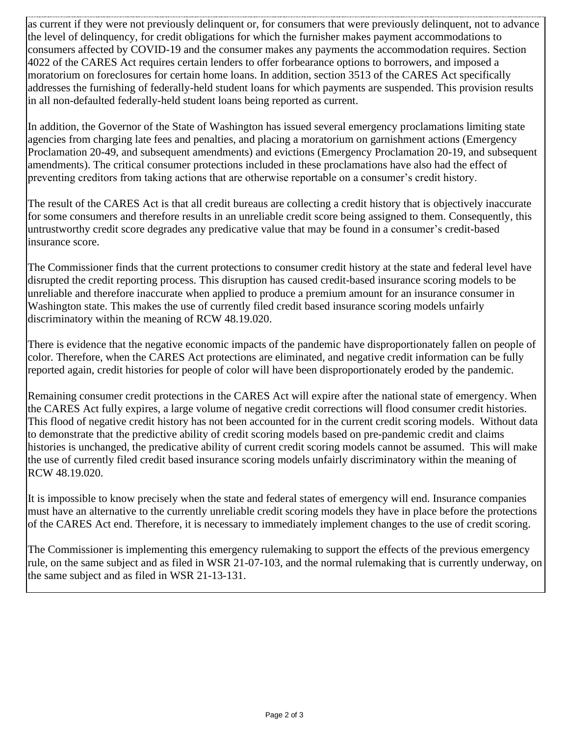as current if they were not previously delinquent or, for consumers that were previously delinquent, not to advance the level of delinquency, for credit obligations for which the furnisher makes payment accommodations to consumers affected by COVID-19 and the consumer makes any payments the accommodation requires. Section 4022 of the CARES Act requires certain lenders to offer forbearance options to borrowers, and imposed a moratorium on foreclosures for certain home loans. In addition, section 3513 of the CARES Act specifically addresses the furnishing of federally-held student loans for which payments are suspended. This provision results in all non-defaulted federally-held student loans being reported as current.

In addition, the Governor of the State of Washington has issued several emergency proclamations limiting state agencies from charging late fees and penalties, and placing a moratorium on garnishment actions (Emergency Proclamation 20-49, and subsequent amendments) and evictions (Emergency Proclamation 20-19, and subsequent amendments). The critical consumer protections included in these proclamations have also had the effect of preventing creditors from taking actions that are otherwise reportable on a consumer's credit history.

The result of the CARES Act is that all credit bureaus are collecting a credit history that is objectively inaccurate for some consumers and therefore results in an unreliable credit score being assigned to them. Consequently, this untrustworthy credit score degrades any predicative value that may be found in a consumer's credit-based insurance score.

The Commissioner finds that the current protections to consumer credit history at the state and federal level have disrupted the credit reporting process. This disruption has caused credit-based insurance scoring models to be unreliable and therefore inaccurate when applied to produce a premium amount for an insurance consumer in Washington state. This makes the use of currently filed credit based insurance scoring models unfairly discriminatory within the meaning of RCW 48.19.020.

There is evidence that the negative economic impacts of the pandemic have disproportionately fallen on people of color. Therefore, when the CARES Act protections are eliminated, and negative credit information can be fully reported again, credit histories for people of color will have been disproportionately eroded by the pandemic.

Remaining consumer credit protections in the CARES Act will expire after the national state of emergency. When the CARES Act fully expires, a large volume of negative credit corrections will flood consumer credit histories. This flood of negative credit history has not been accounted for in the current credit scoring models. Without data to demonstrate that the predictive ability of credit scoring models based on pre-pandemic credit and claims histories is unchanged, the predicative ability of current credit scoring models cannot be assumed. This will make the use of currently filed credit based insurance scoring models unfairly discriminatory within the meaning of RCW 48.19.020.

It is impossible to know precisely when the state and federal states of emergency will end. Insurance companies must have an alternative to the currently unreliable credit scoring models they have in place before the protections of the CARES Act end. Therefore, it is necessary to immediately implement changes to the use of credit scoring.

The Commissioner is implementing this emergency rulemaking to support the effects of the previous emergency rule, on the same subject and as filed in WSR 21-07-103, and the normal rulemaking that is currently underway, on the same subject and as filed in WSR 21-13-131.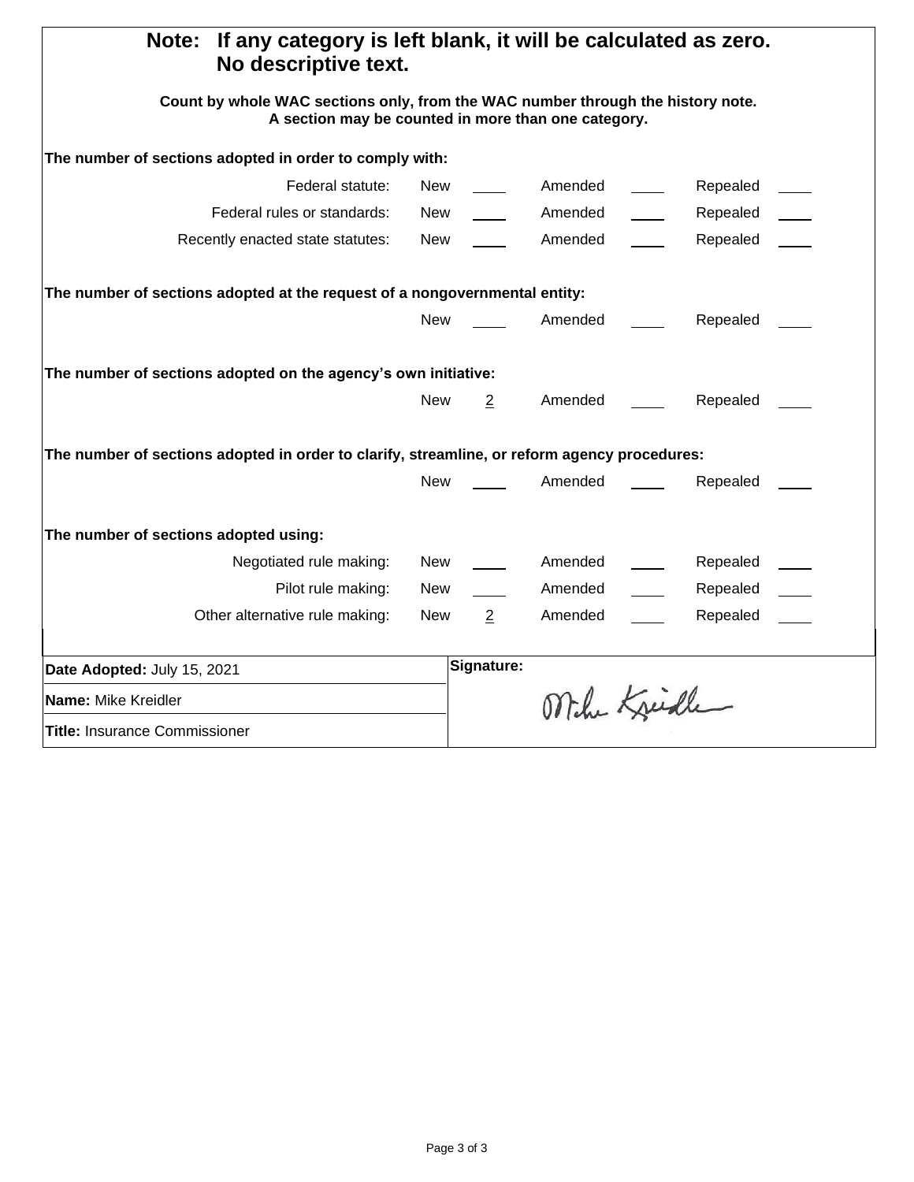**Note: If any category is left blank, it will be calculated as zero. No descriptive text.**

**Count by whole WAC sections only, from the WAC number through the history note. A section may be counted in more than one category.**

**The number of sections adopted in order to comply with:**

| | New | | Amended | | Repealed | |
|---|---|---|---|---|---|---|
| Federal statute: | New | | Amended | | Repealed | |
| Federal rules or standards: | New | | Amended | | Repealed | |
| Recently enacted state statutes: | New | | Amended | | Repealed | |

**The number of sections adopted at the request of a nongovernmental entity:**

| New | | Amended | | Repealed | |
|---|---|---|---|---|---|

**The number of sections adopted on the agency's own initiative:**

| New | 2 | Amended | | Repealed | |
|---|---|---|---|---|---|

**The number of sections adopted in order to clarify, streamline, or reform agency procedures:**

| New | | Amended | | Repealed | |
|---|---|---|---|---|---|

**The number of sections adopted using:**

| | New | | Amended | | Repealed | |
|---|---|---|---|---|---|---|
| Negotiated rule making: | New | | Amended | | Repealed | |
| Pilot rule making: | New | | Amended | | Repealed | |
| Other alternative rule making: | New | 2 | Amended | | Repealed | |

| | |
|---|---|
| **Date Adopted:** July 15, 2021 | **Signature:** |
| **Name:** Mike Kreidler | Mike Kreidler |
| **Title:** Insurance Commissioner | |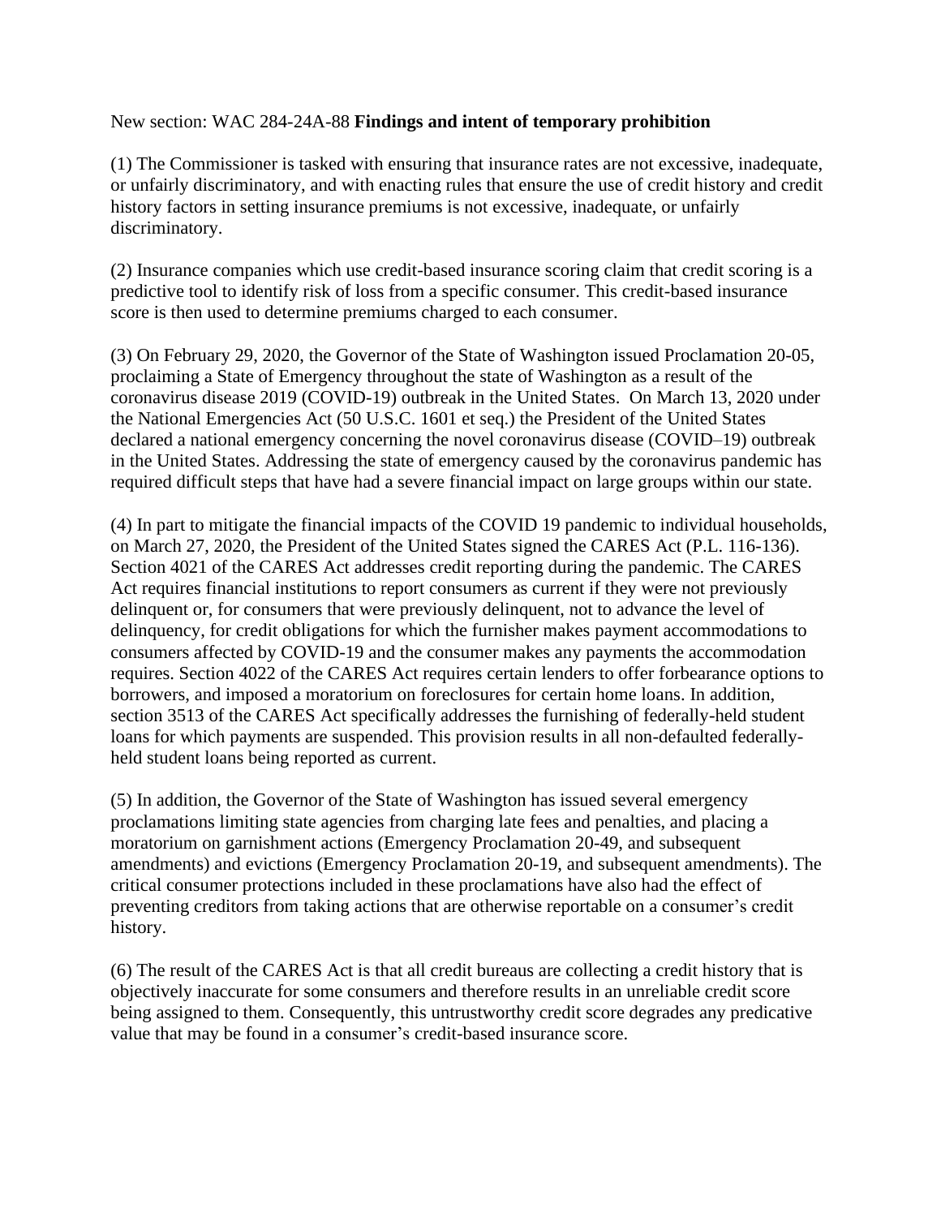New section: WAC 284-24A-88 **Findings and intent of temporary prohibition**

(1) The Commissioner is tasked with ensuring that insurance rates are not excessive, inadequate, or unfairly discriminatory, and with enacting rules that ensure the use of credit history and credit history factors in setting insurance premiums is not excessive, inadequate, or unfairly discriminatory.

(2) Insurance companies which use credit-based insurance scoring claim that credit scoring is a predictive tool to identify risk of loss from a specific consumer. This credit-based insurance score is then used to determine premiums charged to each consumer.

(3) On February 29, 2020, the Governor of the State of Washington issued Proclamation 20-05, proclaiming a State of Emergency throughout the state of Washington as a result of the coronavirus disease 2019 (COVID-19) outbreak in the United States. On March 13, 2020 under the National Emergencies Act (50 U.S.C. 1601 et seq.) the President of the United States declared a national emergency concerning the novel coronavirus disease (COVID–19) outbreak in the United States. Addressing the state of emergency caused by the coronavirus pandemic has required difficult steps that have had a severe financial impact on large groups within our state.

(4) In part to mitigate the financial impacts of the COVID 19 pandemic to individual households, on March 27, 2020, the President of the United States signed the CARES Act (P.L. 116-136). Section 4021 of the CARES Act addresses credit reporting during the pandemic. The CARES Act requires financial institutions to report consumers as current if they were not previously delinquent or, for consumers that were previously delinquent, not to advance the level of delinquency, for credit obligations for which the furnisher makes payment accommodations to consumers affected by COVID-19 and the consumer makes any payments the accommodation requires. Section 4022 of the CARES Act requires certain lenders to offer forbearance options to borrowers, and imposed a moratorium on foreclosures for certain home loans. In addition, section 3513 of the CARES Act specifically addresses the furnishing of federally-held student loans for which payments are suspended. This provision results in all non-defaulted federally-held student loans being reported as current.

(5) In addition, the Governor of the State of Washington has issued several emergency proclamations limiting state agencies from charging late fees and penalties, and placing a moratorium on garnishment actions (Emergency Proclamation 20-49, and subsequent amendments) and evictions (Emergency Proclamation 20-19, and subsequent amendments). The critical consumer protections included in these proclamations have also had the effect of preventing creditors from taking actions that are otherwise reportable on a consumer's credit history.

(6) The result of the CARES Act is that all credit bureaus are collecting a credit history that is objectively inaccurate for some consumers and therefore results in an unreliable credit score being assigned to them. Consequently, this untrustworthy credit score degrades any predicative value that may be found in a consumer's credit-based insurance score.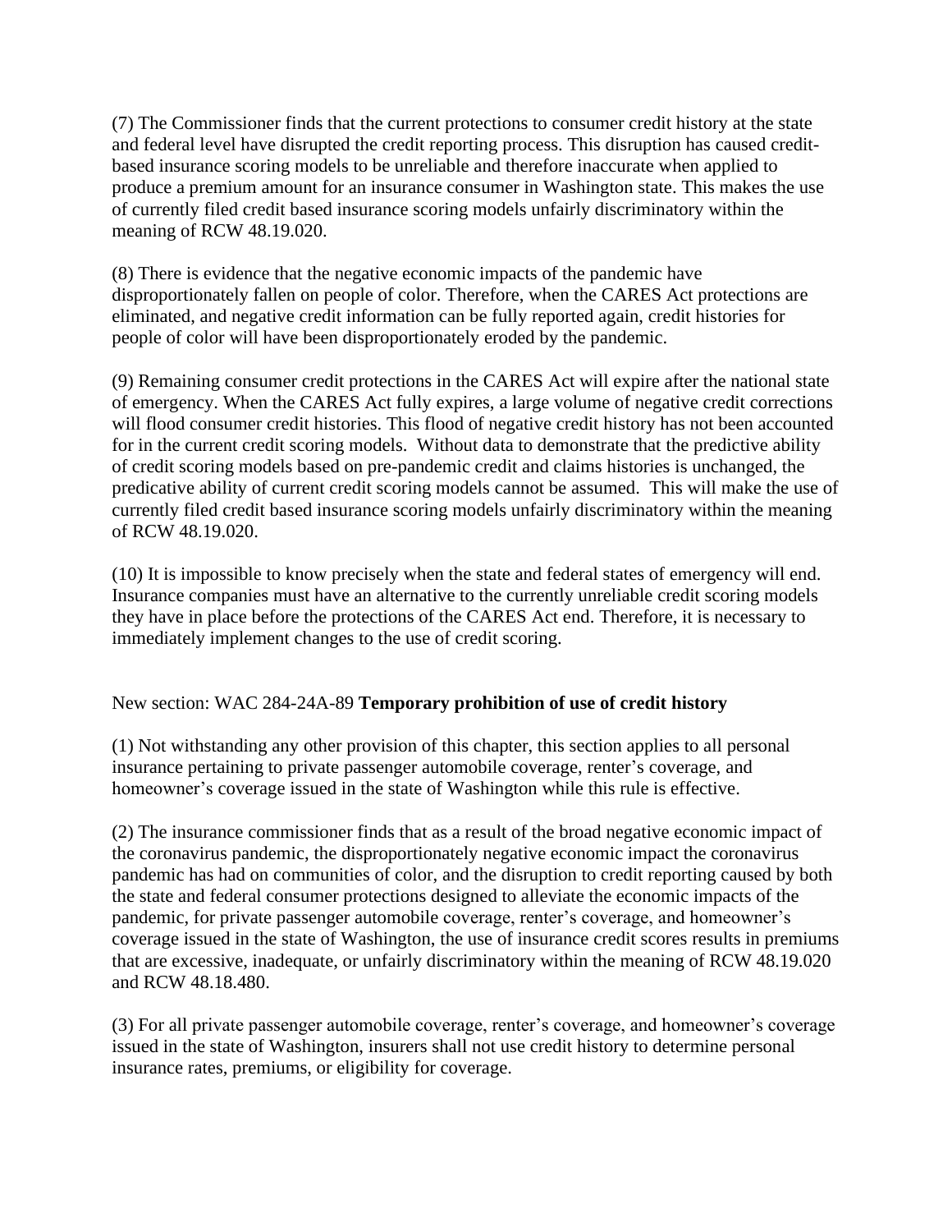(7) The Commissioner finds that the current protections to consumer credit history at the state and federal level have disrupted the credit reporting process. This disruption has caused credit-based insurance scoring models to be unreliable and therefore inaccurate when applied to produce a premium amount for an insurance consumer in Washington state. This makes the use of currently filed credit based insurance scoring models unfairly discriminatory within the meaning of RCW 48.19.020.

(8) There is evidence that the negative economic impacts of the pandemic have disproportionately fallen on people of color. Therefore, when the CARES Act protections are eliminated, and negative credit information can be fully reported again, credit histories for people of color will have been disproportionately eroded by the pandemic.

(9) Remaining consumer credit protections in the CARES Act will expire after the national state of emergency. When the CARES Act fully expires, a large volume of negative credit corrections will flood consumer credit histories. This flood of negative credit history has not been accounted for in the current credit scoring models. Without data to demonstrate that the predictive ability of credit scoring models based on pre-pandemic credit and claims histories is unchanged, the predicative ability of current credit scoring models cannot be assumed. This will make the use of currently filed credit based insurance scoring models unfairly discriminatory within the meaning of RCW 48.19.020.

(10) It is impossible to know precisely when the state and federal states of emergency will end. Insurance companies must have an alternative to the currently unreliable credit scoring models they have in place before the protections of the CARES Act end. Therefore, it is necessary to immediately implement changes to the use of credit scoring.

New section: WAC 284-24A-89 **Temporary prohibition of use of credit history**

(1) Not withstanding any other provision of this chapter, this section applies to all personal insurance pertaining to private passenger automobile coverage, renter's coverage, and homeowner's coverage issued in the state of Washington while this rule is effective.

(2) The insurance commissioner finds that as a result of the broad negative economic impact of the coronavirus pandemic, the disproportionately negative economic impact the coronavirus pandemic has had on communities of color, and the disruption to credit reporting caused by both the state and federal consumer protections designed to alleviate the economic impacts of the pandemic, for private passenger automobile coverage, renter's coverage, and homeowner's coverage issued in the state of Washington, the use of insurance credit scores results in premiums that are excessive, inadequate, or unfairly discriminatory within the meaning of RCW 48.19.020 and RCW 48.18.480.

(3) For all private passenger automobile coverage, renter's coverage, and homeowner's coverage issued in the state of Washington, insurers shall not use credit history to determine personal insurance rates, premiums, or eligibility for coverage.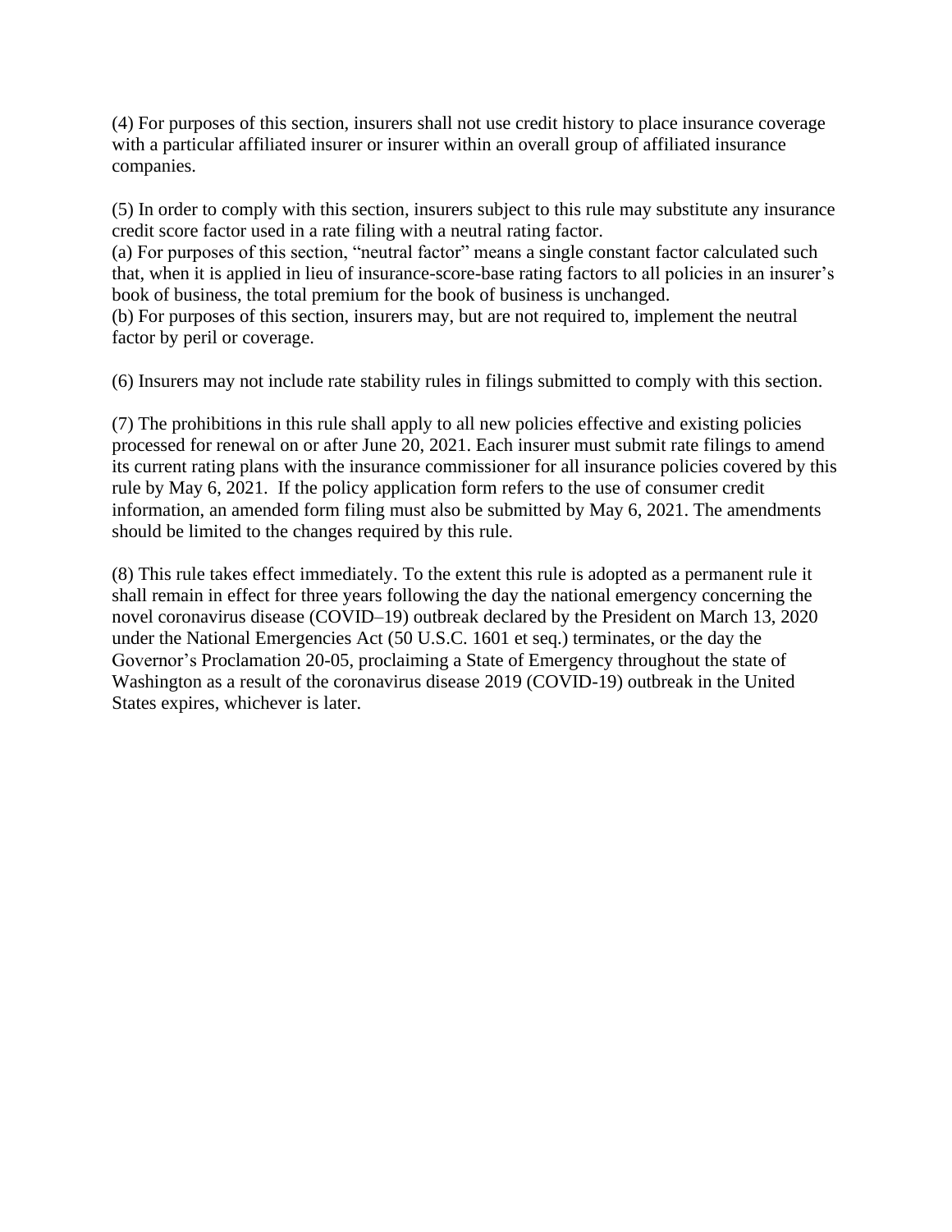(4) For purposes of this section, insurers shall not use credit history to place insurance coverage with a particular affiliated insurer or insurer within an overall group of affiliated insurance companies.

(5) In order to comply with this section, insurers subject to this rule may substitute any insurance credit score factor used in a rate filing with a neutral rating factor.
(a) For purposes of this section, "neutral factor" means a single constant factor calculated such that, when it is applied in lieu of insurance-score-base rating factors to all policies in an insurer's book of business, the total premium for the book of business is unchanged.
(b) For purposes of this section, insurers may, but are not required to, implement the neutral factor by peril or coverage.

(6) Insurers may not include rate stability rules in filings submitted to comply with this section.

(7) The prohibitions in this rule shall apply to all new policies effective and existing policies processed for renewal on or after June 20, 2021. Each insurer must submit rate filings to amend its current rating plans with the insurance commissioner for all insurance policies covered by this rule by May 6, 2021. If the policy application form refers to the use of consumer credit information, an amended form filing must also be submitted by May 6, 2021. The amendments should be limited to the changes required by this rule.

(8) This rule takes effect immediately. To the extent this rule is adopted as a permanent rule it shall remain in effect for three years following the day the national emergency concerning the novel coronavirus disease (COVID–19) outbreak declared by the President on March 13, 2020 under the National Emergencies Act (50 U.S.C. 1601 et seq.) terminates, or the day the Governor's Proclamation 20-05, proclaiming a State of Emergency throughout the state of Washington as a result of the coronavirus disease 2019 (COVID-19) outbreak in the United States expires, whichever is later.